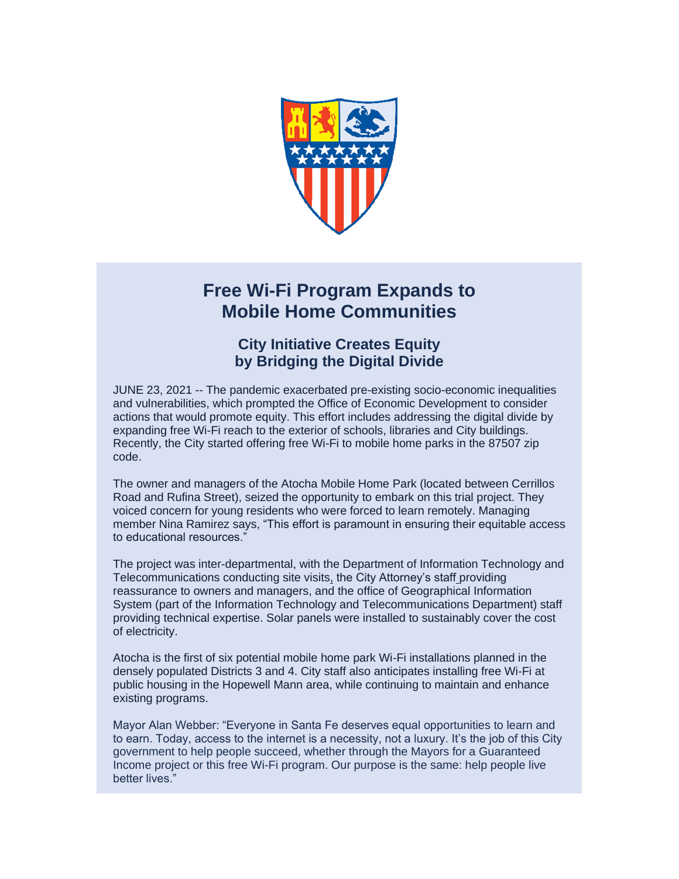# Free Wi-Fi Program Expands to Mobile Home Communities

## City Initiative Creates Equity by Bridging the Digital Divide

JUNE 23, 2021 -- The pandemic exacerbated pre-existing socio-economic inequalities and vulnerabilities, which prompted the Office of Economic Development to consider actions that would promote equity. This effort includes addressing the digital divide by expanding free Wi-Fi reach to the exterior of schools, libraries and City buildings. Recently, the City started offering free Wi-Fi to mobile home parks in the 87507 zip code.

The owner and managers of the Atocha Mobile Home Park (located between Cerrillos Road and Rufina Street), seized the opportunity to embark on this trial project. They voiced concern for young residents who were forced to learn remotely. Managing member Nina Ramirez says, "This effort is paramount in ensuring their equitable access to educational resources."

The project was inter-departmental, with the Department of Information Technology and Telecommunications conducting site visits, the City Attorney's staff providing reassurance to owners and managers, and the office of Geographical Information System (part of the Information Technology and Telecommunications Department) staff providing technical expertise. Solar panels were installed to sustainably cover the cost of electricity.

Atocha is the first of six potential mobile home park Wi-Fi installations planned in the densely populated Districts 3 and 4. City staff also anticipates installing free Wi-Fi at public housing in the Hopewell Mann area, while continuing to maintain and enhance existing programs.

Mayor Alan Webber: "Everyone in Santa Fe deserves equal opportunities to learn and to earn. Today, access to the internet is a necessity, not a luxury. It's the job of this City government to help people succeed, whether through the Mayors for a Guaranteed Income project or this free Wi-Fi program. Our purpose is the same: help people live better lives."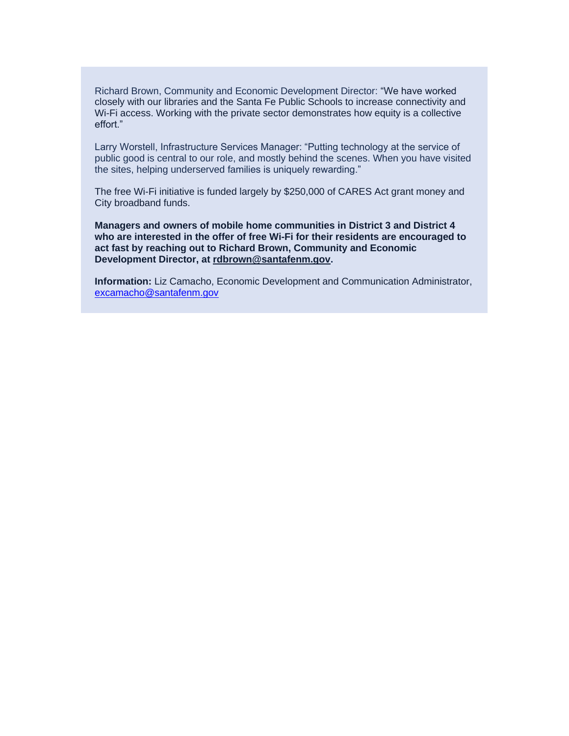Richard Brown, Community and Economic Development Director: "We have worked closely with our libraries and the Santa Fe Public Schools to increase connectivity and Wi-Fi access. Working with the private sector demonstrates how equity is a collective effort."

Larry Worstell, Infrastructure Services Manager: "Putting technology at the service of public good is central to our role, and mostly behind the scenes. When you have visited the sites, helping underserved families is uniquely rewarding."

The free Wi-Fi initiative is funded largely by $250,000 of CARES Act grant money and City broadband funds.

**Managers and owners of mobile home communities in District 3 and District 4 who are interested in the offer of free Wi-Fi for their residents are encouraged to act fast by reaching out to Richard Brown, Community and Economic Development Director, at rdbrown@santafenm.gov.**

**Information:** Liz Camacho, Economic Development and Communication Administrator, excamacho@santafenm.gov